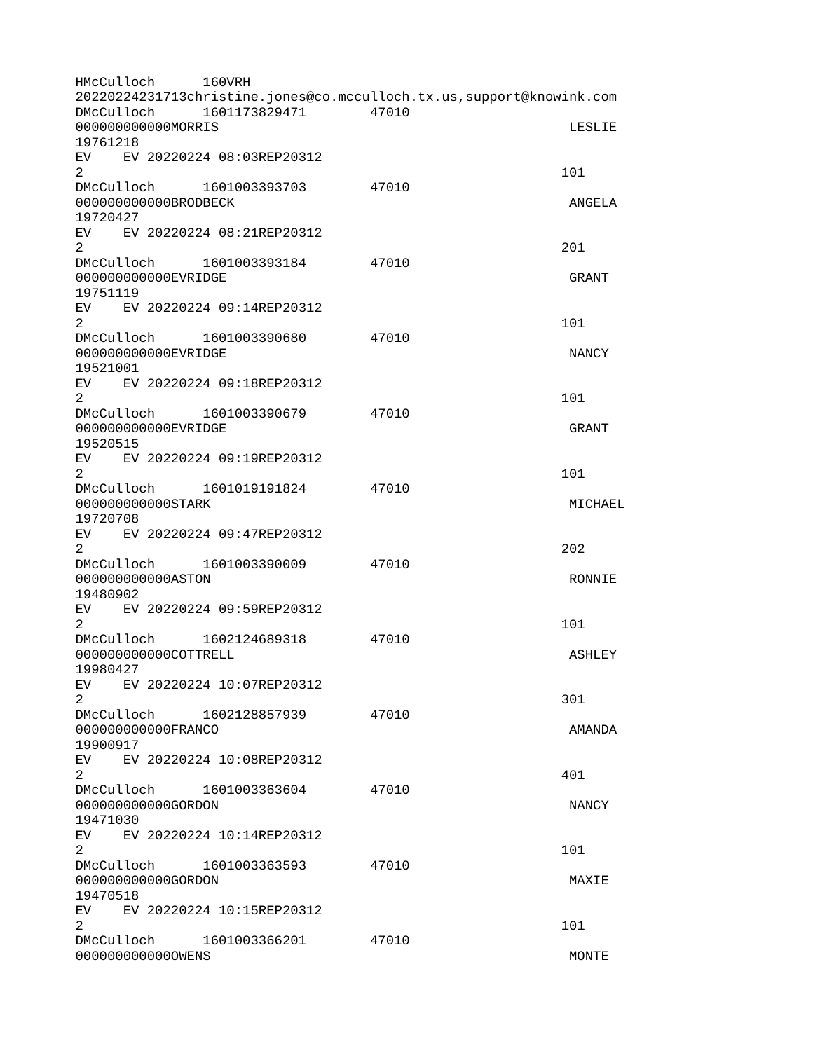```
HMcCulloch      160VRH
20220224231713christine.jones@co.mcculloch.tx.us,support@knowink.com
DMcCulloch      1601173829471       47010
000000000000MORRIS                                              LESLIE
19761218
EV    EV 20220224 08:03REP20312
2                                                              101
DMcCulloch      1601003393703       47010
000000000000BRODBECK                                            ANGELA
19720427
EV    EV 20220224 08:21REP20312
2                                                              201
DMcCulloch      1601003393184       47010
000000000000EVRIDGE                                             GRANT
19751119
EV    EV 20220224 09:14REP20312
2                                                              101
DMcCulloch      1601003390680       47010
000000000000EVRIDGE                                             NANCY
19521001
EV    EV 20220224 09:18REP20312
2                                                              101
DMcCulloch      1601003390679       47010
000000000000EVRIDGE                                             GRANT
19520515
EV    EV 20220224 09:19REP20312
2                                                              101
DMcCulloch      1601019191824       47010
000000000000STARK                                               MICHAEL
19720708
EV    EV 20220224 09:47REP20312
2                                                              202
DMcCulloch      1601003390009       47010
000000000000ASTON                                               RONNIE
19480902
EV    EV 20220224 09:59REP20312
2                                                              101
DMcCulloch      1602124689318       47010
000000000000COTTRELL                                            ASHLEY
19980427
EV    EV 20220224 10:07REP20312
2                                                              301
DMcCulloch      1602128857939       47010
000000000000FRANCO                                              AMANDA
19900917
EV    EV 20220224 10:08REP20312
2                                                              401
DMcCulloch      1601003363604       47010
000000000000GORDON                                              NANCY
19471030
EV    EV 20220224 10:14REP20312
2                                                              101
DMcCulloch      1601003363593       47010
000000000000GORDON                                              MAXIE
19470518
EV    EV 20220224 10:15REP20312
2                                                              101
DMcCulloch      1601003366201       47010
000000000000OWENS                                               MONTE
```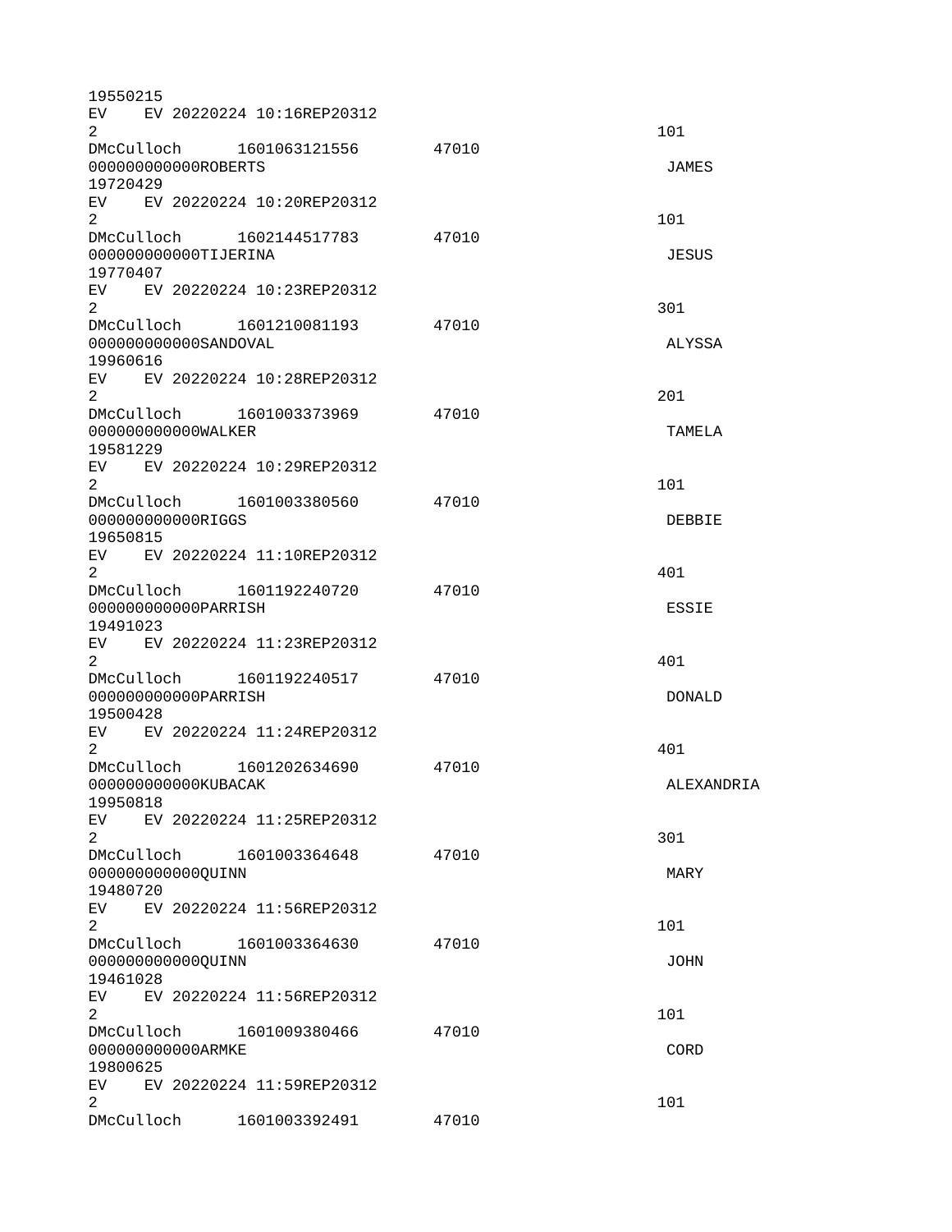```
19550215
EV    EV 20220224 10:16REP20312
2                                                                   101
DMcCulloch      1601063121556       47010
000000000000ROBERTS                                                  JAMES
19720429
EV    EV 20220224 10:20REP20312
2                                                                   101
DMcCulloch      1602144517783       47010
000000000000TIJERINA                                                 JESUS
19770407
EV    EV 20220224 10:23REP20312
2                                                                   301
DMcCulloch      1601210081193       47010
000000000000SANDOVAL                                                 ALYSSA
19960616
EV    EV 20220224 10:28REP20312
2                                                                   201
DMcCulloch      1601003373969       47010
000000000000WALKER                                                   TAMELA
19581229
EV    EV 20220224 10:29REP20312
2                                                                   101
DMcCulloch      1601003380560       47010
000000000000RIGGS                                                    DEBBIE
19650815
EV    EV 20220224 11:10REP20312
2                                                                   401
DMcCulloch      1601192240720       47010
000000000000PARRISH                                                  ESSIE
19491023
EV    EV 20220224 11:23REP20312
2                                                                   401
DMcCulloch      1601192240517       47010
000000000000PARRISH                                                  DONALD
19500428
EV    EV 20220224 11:24REP20312
2                                                                   401
DMcCulloch      1601202634690       47010
000000000000KUBACAK                                                  ALEXANDRIA
19950818
EV    EV 20220224 11:25REP20312
2                                                                   301
DMcCulloch      1601003364648       47010
000000000000QUINN                                                    MARY
19480720
EV    EV 20220224 11:56REP20312
2                                                                   101
DMcCulloch      1601003364630       47010
000000000000QUINN                                                    JOHN
19461028
EV    EV 20220224 11:56REP20312
2                                                                   101
DMcCulloch      1601009380466       47010
000000000000ARMKE                                                    CORD
19800625
EV    EV 20220224 11:59REP20312
2                                                                   101
DMcCulloch      1601003392491       47010
```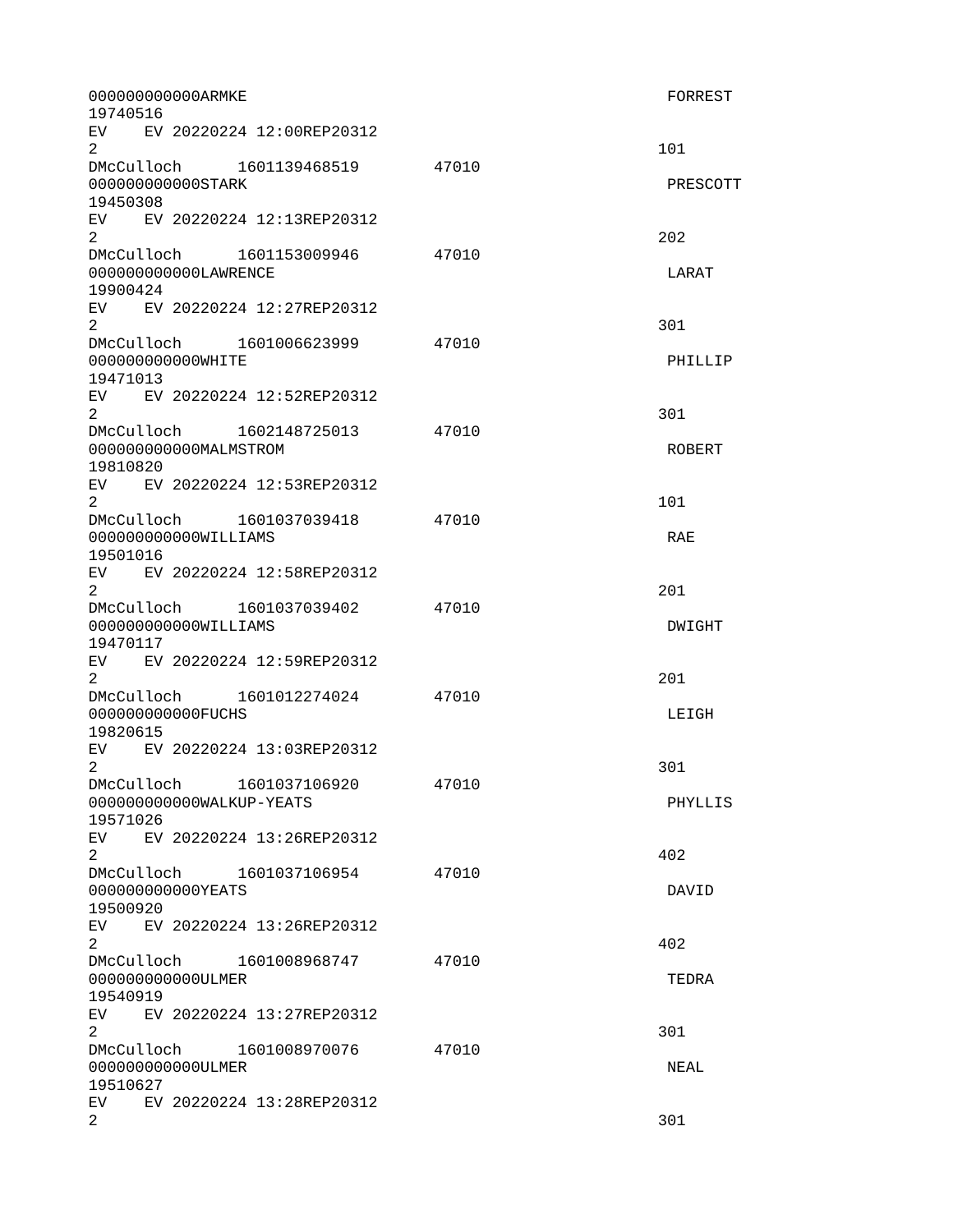```
000000000000ARMKE                                                        FORREST
19740516
EV    EV 20220224 12:00REP20312
2                                                                       101
DMcCulloch      1601139468519       47010
000000000000STARK                                                        PRESCOTT
19450308
EV    EV 20220224 12:13REP20312
2                                                                       202
DMcCulloch      1601153009946       47010
000000000000LAWRENCE                                                     LARAT
19900424
EV    EV 20220224 12:27REP20312
2                                                                       301
DMcCulloch      1601006623999       47010
000000000000WHITE                                                        PHILLIP
19471013
EV    EV 20220224 12:52REP20312
2                                                                       301
DMcCulloch      1602148725013       47010
000000000000MALMSTROM                                                    ROBERT
19810820
EV    EV 20220224 12:53REP20312
2                                                                       101
DMcCulloch      1601037039418       47010
000000000000WILLIAMS                                                     RAE
19501016
EV    EV 20220224 12:58REP20312
2                                                                       201
DMcCulloch      1601037039402       47010
000000000000WILLIAMS                                                     DWIGHT
19470117
EV    EV 20220224 12:59REP20312
2                                                                       201
DMcCulloch      1601012274024       47010
000000000000FUCHS                                                        LEIGH
19820615
EV    EV 20220224 13:03REP20312
2                                                                       301
DMcCulloch      1601037106920       47010
000000000000WALKUP-YEATS                                                 PHYLLIS
19571026
EV    EV 20220224 13:26REP20312
2                                                                       402
DMcCulloch      1601037106954       47010
000000000000YEATS                                                        DAVID
19500920
EV    EV 20220224 13:26REP20312
2                                                                       402
DMcCulloch      1601008968747       47010
000000000000ULMER                                                        TEDRA
19540919
EV    EV 20220224 13:27REP20312
2                                                                       301
DMcCulloch      1601008970076       47010
000000000000ULMER                                                        NEAL
19510627
EV    EV 20220224 13:28REP20312
2                                                                       301
```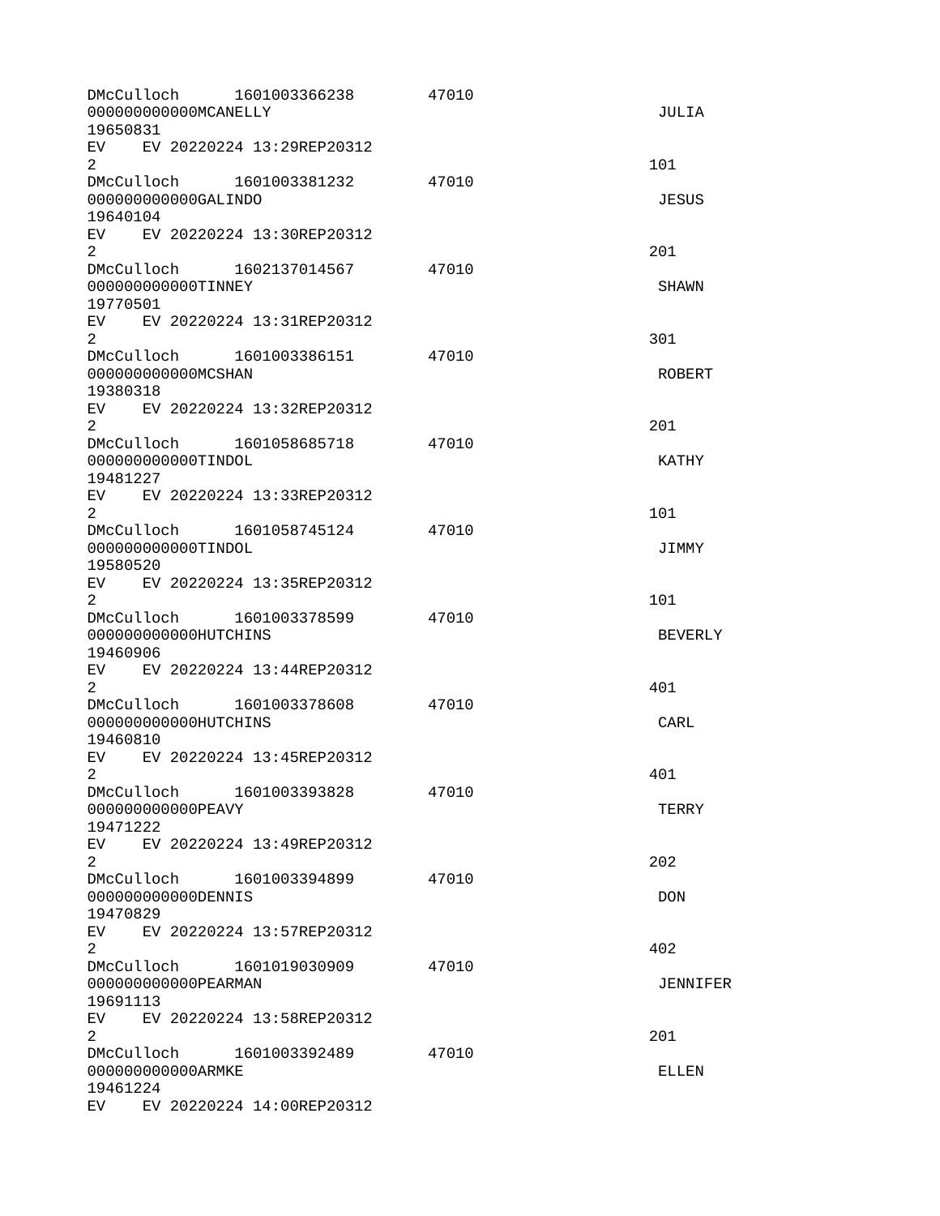```
DMcCulloch      1601003366238        47010
000000000000MCANELLY                                                 JULIA
19650831
EV    EV 20220224 13:29REP20312
2                                                                   101
DMcCulloch      1601003381232        47010
000000000000GALINDO                                                  JESUS
19640104
EV    EV 20220224 13:30REP20312
2                                                                   201
DMcCulloch      1602137014567        47010
000000000000TINNEY                                                   SHAWN
19770501
EV    EV 20220224 13:31REP20312
2                                                                   301
DMcCulloch      1601003386151        47010
000000000000MCSHAN                                                   ROBERT
19380318
EV    EV 20220224 13:32REP20312
2                                                                   201
DMcCulloch      1601058685718        47010
000000000000TINDOL                                                   KATHY
19481227
EV    EV 20220224 13:33REP20312
2                                                                   101
DMcCulloch      1601058745124        47010
000000000000TINDOL                                                   JIMMY
19580520
EV    EV 20220224 13:35REP20312
2                                                                   101
DMcCulloch      1601003378599        47010
000000000000HUTCHINS                                                 BEVERLY
19460906
EV    EV 20220224 13:44REP20312
2                                                                   401
DMcCulloch      1601003378608        47010
000000000000HUTCHINS                                                 CARL
19460810
EV    EV 20220224 13:45REP20312
2                                                                   401
DMcCulloch      1601003393828        47010
000000000000PEAVY                                                    TERRY
19471222
EV    EV 20220224 13:49REP20312
2                                                                   202
DMcCulloch      1601003394899        47010
000000000000DENNIS                                                   DON
19470829
EV    EV 20220224 13:57REP20312
2                                                                   402
DMcCulloch      1601019030909        47010
000000000000PEARMAN                                                  JENNIFER
19691113
EV    EV 20220224 13:58REP20312
2                                                                   201
DMcCulloch      1601003392489        47010
000000000000ARMKE                                                    ELLEN
19461224
EV    EV 20220224 14:00REP20312
```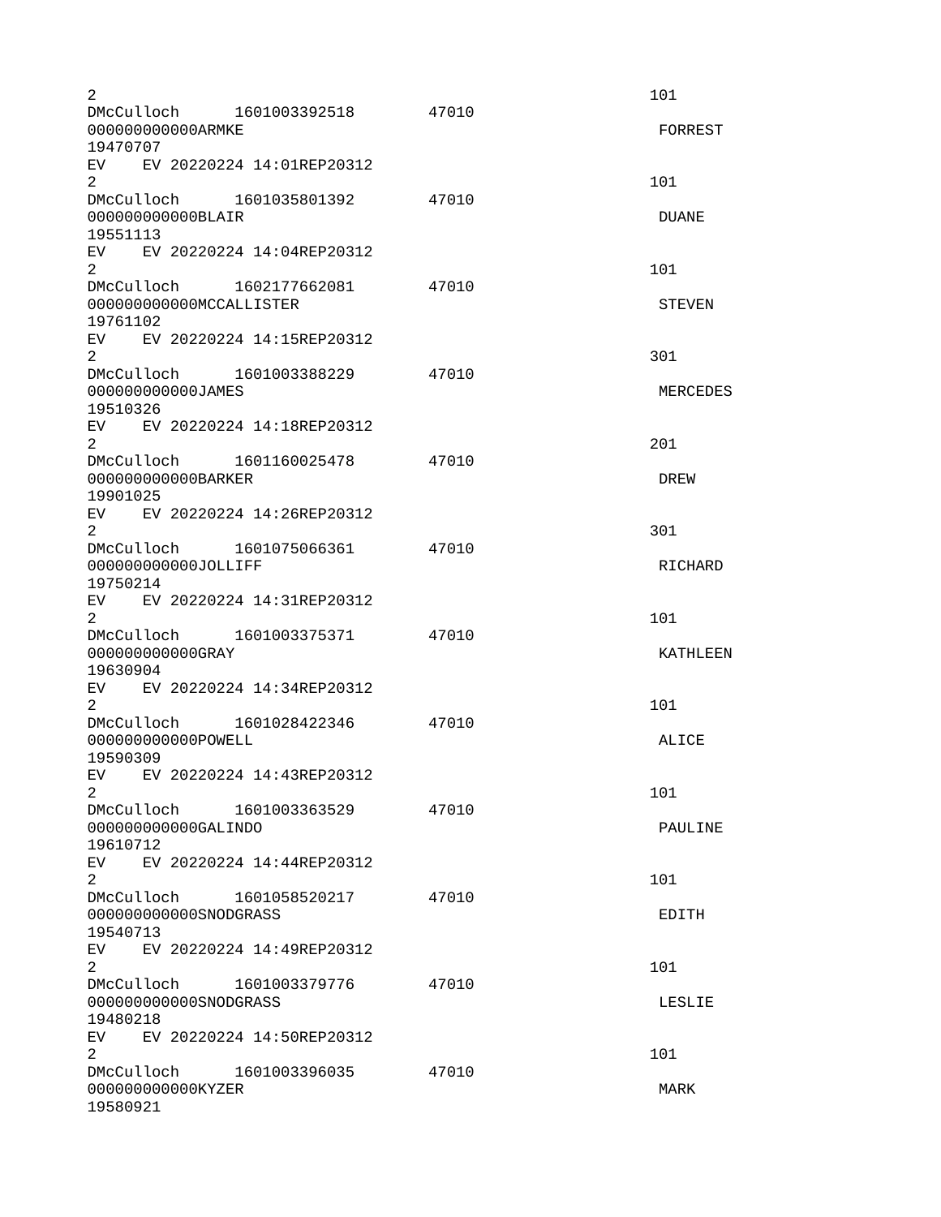```
2                                                                    101
DMcCulloch      1601003392518       47010
000000000000ARMKE                                                     FORREST
19470707
EV    EV 20220224 14:01REP20312
2                                                                    101
DMcCulloch      1601035801392       47010
000000000000BLAIR                                                     DUANE
19551113
EV    EV 20220224 14:04REP20312
2                                                                    101
DMcCulloch      1602177662081       47010
000000000000MCCALLISTER                                               STEVEN
19761102
EV    EV 20220224 14:15REP20312
2                                                                    301
DMcCulloch      1601003388229       47010
000000000000JAMES                                                     MERCEDES
19510326
EV    EV 20220224 14:18REP20312
2                                                                    201
DMcCulloch      1601160025478       47010
000000000000BARKER                                                    DREW
19901025
EV    EV 20220224 14:26REP20312
2                                                                    301
DMcCulloch      1601075066361       47010
000000000000JOLLIFF                                                   RICHARD
19750214
EV    EV 20220224 14:31REP20312
2                                                                    101
DMcCulloch      1601003375371       47010
000000000000GRAY                                                      KATHLEEN
19630904
EV    EV 20220224 14:34REP20312
2                                                                    101
DMcCulloch      1601028422346       47010
000000000000POWELL                                                    ALICE
19590309
EV    EV 20220224 14:43REP20312
2                                                                    101
DMcCulloch      1601003363529       47010
000000000000GALINDO                                                   PAULINE
19610712
EV    EV 20220224 14:44REP20312
2                                                                    101
DMcCulloch      1601058520217       47010
000000000000SNODGRASS                                                 EDITH
19540713
EV    EV 20220224 14:49REP20312
2                                                                    101
DMcCulloch      1601003379776       47010
000000000000SNODGRASS                                                 LESLIE
19480218
EV    EV 20220224 14:50REP20312
2                                                                    101
DMcCulloch      1601003396035       47010
000000000000KYZER                                                     MARK
19580921
```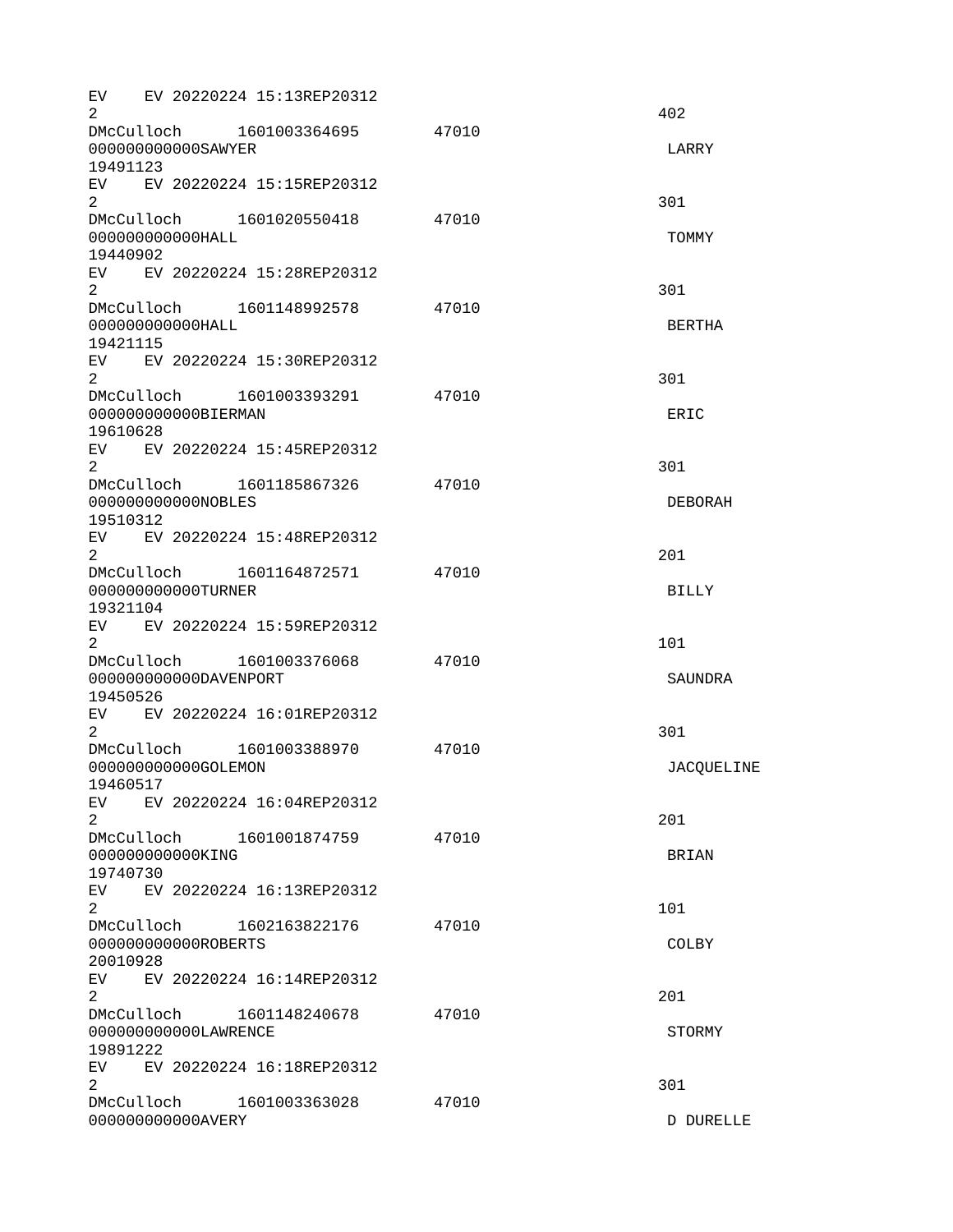```
EV    EV 20220224 15:13REP20312
2                                                                    402
DMcCulloch      1601003364695       47010
000000000000SAWYER                                                    LARRY
19491123
EV    EV 20220224 15:15REP20312
2                                                                    301
DMcCulloch      1601020550418       47010
000000000000HALL                                                      TOMMY
19440902
EV    EV 20220224 15:28REP20312
2                                                                    301
DMcCulloch      1601148992578       47010
000000000000HALL                                                      BERTHA
19421115
EV    EV 20220224 15:30REP20312
2                                                                    301
DMcCulloch      1601003393291       47010
000000000000BIERMAN                                                   ERIC
19610628
EV    EV 20220224 15:45REP20312
2                                                                    301
DMcCulloch      1601185867326       47010
000000000000NOBLES                                                    DEBORAH
19510312
EV    EV 20220224 15:48REP20312
2                                                                    201
DMcCulloch      1601164872571       47010
000000000000TURNER                                                    BILLY
19321104
EV    EV 20220224 15:59REP20312
2                                                                    101
DMcCulloch      1601003376068       47010
000000000000DAVENPORT                                                 SAUNDRA
19450526
EV    EV 20220224 16:01REP20312
2                                                                    301
DMcCulloch      1601003388970       47010
000000000000GOLEMON                                                   JACQUELINE
19460517
EV    EV 20220224 16:04REP20312
2                                                                    201
DMcCulloch      1601001874759       47010
000000000000KING                                                      BRIAN
19740730
EV    EV 20220224 16:13REP20312
2                                                                    101
DMcCulloch      1602163822176       47010
000000000000ROBERTS                                                   COLBY
20010928
EV    EV 20220224 16:14REP20312
2                                                                    201
DMcCulloch      1601148240678       47010
000000000000LAWRENCE                                                  STORMY
19891222
EV    EV 20220224 16:18REP20312
2                                                                    301
DMcCulloch      1601003363028       47010
000000000000AVERY                                                     D DURELLE
```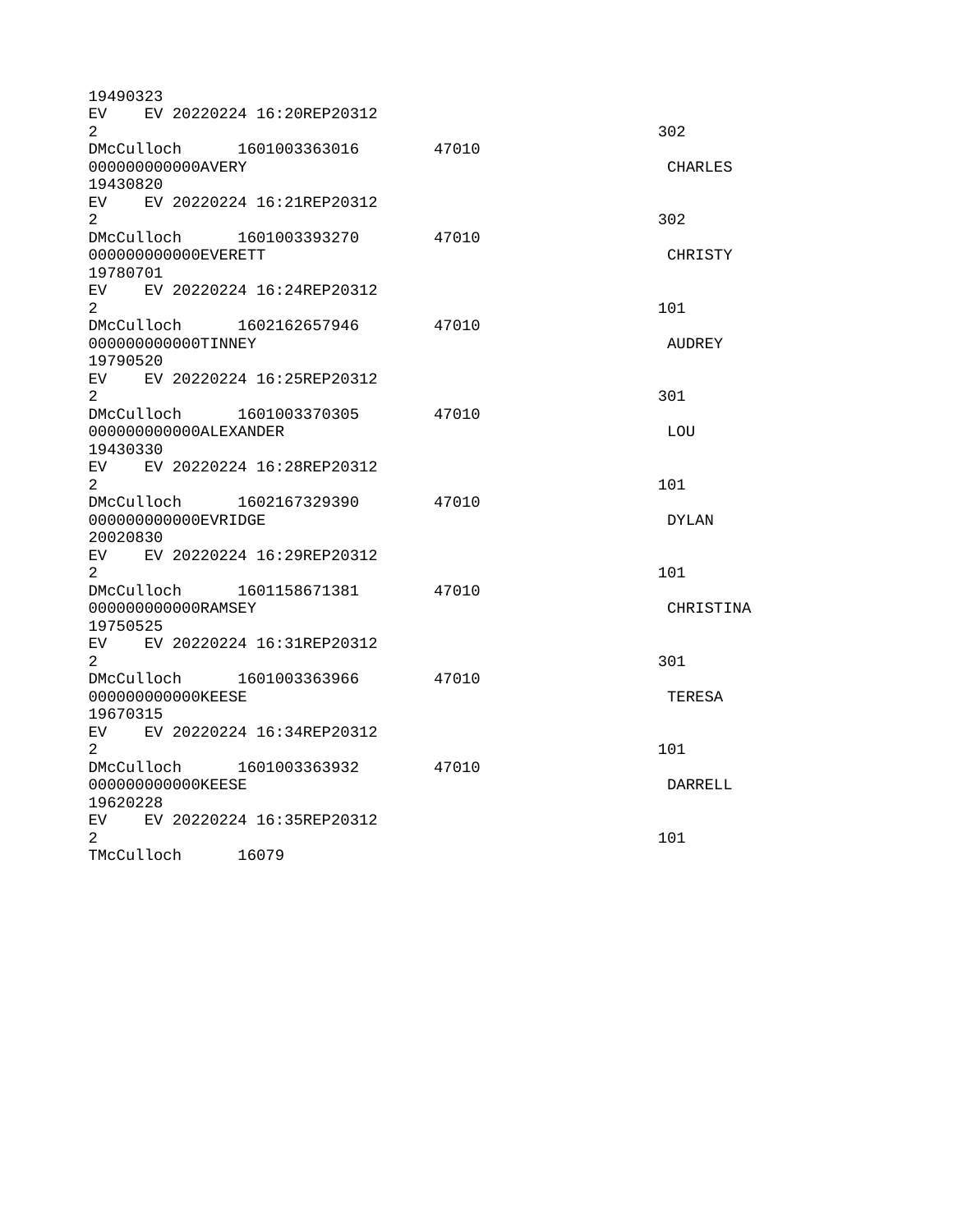```
19490323
EV    EV 20220224 16:20REP20312
2                                                              302
DMcCulloch      1601003363016       47010
000000000000AVERY                                               CHARLES
19430820
EV    EV 20220224 16:21REP20312
2                                                              302
DMcCulloch      1601003393270       47010
000000000000EVERETT                                             CHRISTY
19780701
EV    EV 20220224 16:24REP20312
2                                                              101
DMcCulloch      1602162657946       47010
000000000000TINNEY                                              AUDREY
19790520
EV    EV 20220224 16:25REP20312
2                                                              301
DMcCulloch      1601003370305       47010
000000000000ALEXANDER                                           LOU
19430330
EV    EV 20220224 16:28REP20312
2                                                              101
DMcCulloch      1602167329390       47010
000000000000EVRIDGE                                             DYLAN
20020830
EV    EV 20220224 16:29REP20312
2                                                              101
DMcCulloch      1601158671381       47010
000000000000RAMSEY                                              CHRISTINA
19750525
EV    EV 20220224 16:31REP20312
2                                                              301
DMcCulloch      1601003363966       47010
000000000000KEESE                                               TERESA
19670315
EV    EV 20220224 16:34REP20312
2                                                              101
DMcCulloch      1601003363932       47010
000000000000KEESE                                               DARRELL
19620228
EV    EV 20220224 16:35REP20312
2                                                              101
TMcCulloch      16079
```